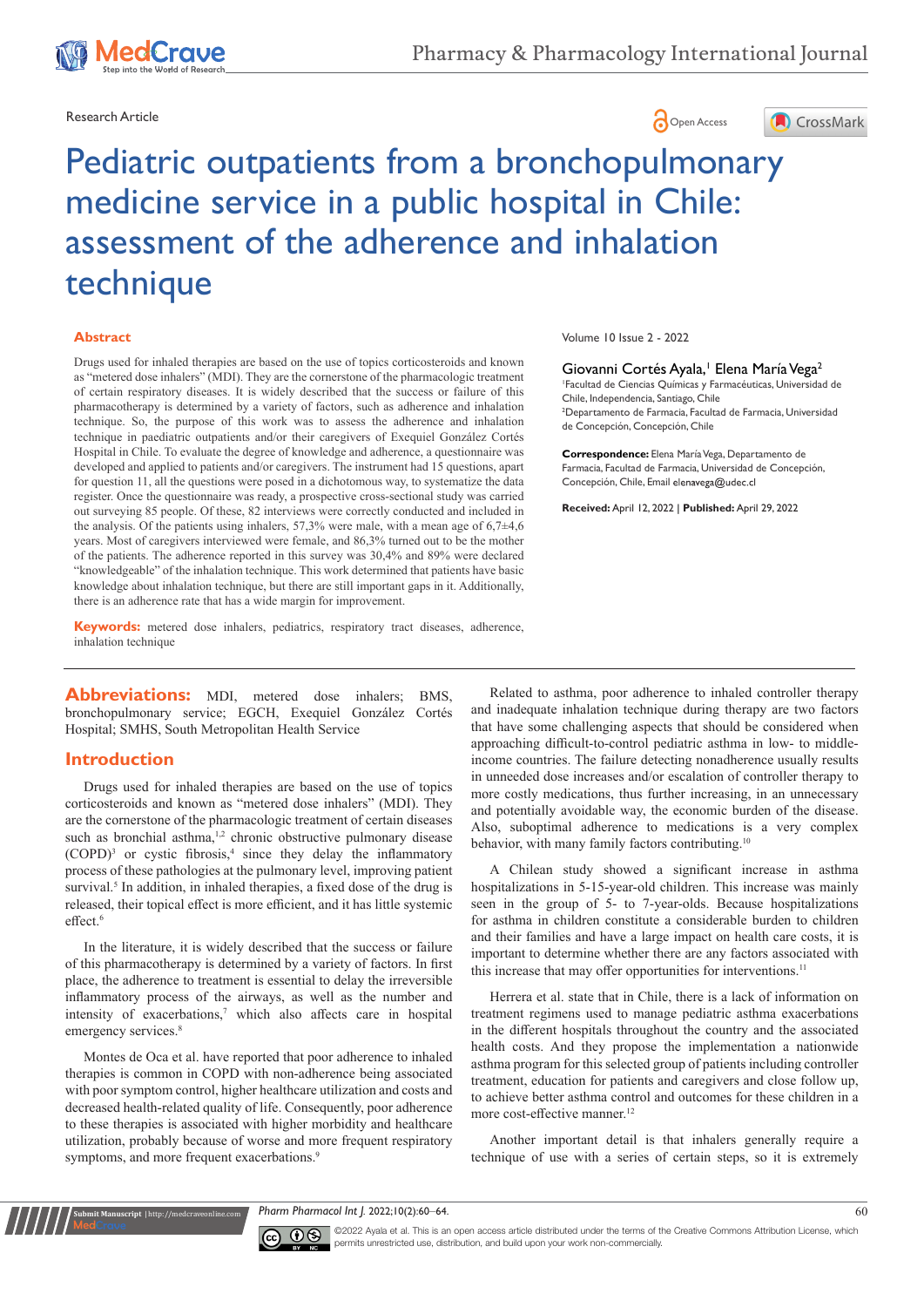Research Article

# Pediatric outpatients from a bronchopulmonary medicine service in a public hospital in Chile: assessment of the adherence and inhalation technique

Giovanni Cortés Ayala,[1] Elena María Vega[2]

[1]Facultad de Ciencias Químicas y Farmacéuticas, Universidad de Chile, Independencia, Santiago, Chile

[2]Departamento de Farmacia, Facultad de Farmacia, Universidad de Concepción, Concepción, Chile

**Correspondence:** Elena María Vega, Departamento de Farmacia, Facultad de Farmacia, Universidad de Concepción, Concepción, Chile, Email elenavega@udec.cl

**Received:** April 12, 2022 | **Published:** April 29, 2022

## Abstract

Drugs used for inhaled therapies are based on the use of topics corticosteroids and known as "metered dose inhalers" (MDI). They are the cornerstone of the pharmacologic treatment of certain respiratory diseases. It is widely described that the success or failure of this pharmacotherapy is determined by a variety of factors, such as adherence and inhalation technique. So, the purpose of this work was to assess the adherence and inhalation technique in paediatric outpatients and/or their caregivers of Exequiel González Cortés Hospital in Chile. To evaluate the degree of knowledge and adherence, a questionnaire was developed and applied to patients and/or caregivers. The instrument had 15 questions, apart for question 11, all the questions were posed in a dichotomous way, to systematize the data register. Once the questionnaire was ready, a prospective cross-sectional study was carried out surveying 85 people. Of these, 82 interviews were correctly conducted and included in the analysis. Of the patients using inhalers, 57,3% were male, with a mean age of 6,7±4,6 years. Most of caregivers interviewed were female, and 86,3% turned out to be the mother of the patients. The adherence reported in this survey was 30,4% and 89% were declared "knowledgeable" of the inhalation technique. This work determined that patients have basic knowledge about inhalation technique, but there are still important gaps in it. Additionally, there is an adherence rate that has a wide margin for improvement.

**Keywords:** metered dose inhalers, pediatrics, respiratory tract diseases, adherence, inhalation technique

**Abbreviations:** MDI, metered dose inhalers; BMS, bronchopulmonary service; EGCH, Exequiel González Cortés Hospital; SMHS, South Metropolitan Health Service

## Introduction

Drugs used for inhaled therapies are based on the use of topics corticosteroids and known as "metered dose inhalers" (MDI). They are the cornerstone of the pharmacologic treatment of certain diseases such as bronchial asthma,[1,2] chronic obstructive pulmonary disease (COPD)[3] or cystic fibrosis,[4] since they delay the inflammatory process of these pathologies at the pulmonary level, improving patient survival.[5] In addition, in inhaled therapies, a fixed dose of the drug is released, their topical effect is more efficient, and it has little systemic effect.[6]

In the literature, it is widely described that the success or failure of this pharmacotherapy is determined by a variety of factors. In first place, the adherence to treatment is essential to delay the irreversible inflammatory process of the airways, as well as the number and intensity of exacerbations,[7] which also affects care in hospital emergency services.[8]

Montes de Oca et al. have reported that poor adherence to inhaled therapies is common in COPD with non-adherence being associated with poor symptom control, higher healthcare utilization and costs and decreased health-related quality of life. Consequently, poor adherence to these therapies is associated with higher morbidity and healthcare utilization, probably because of worse and more frequent respiratory symptoms, and more frequent exacerbations.[9]

Related to asthma, poor adherence to inhaled controller therapy and inadequate inhalation technique during therapy are two factors that have some challenging aspects that should be considered when approaching difficult-to-control pediatric asthma in low- to middle-income countries. The failure detecting nonadherence usually results in unneeded dose increases and/or escalation of controller therapy to more costly medications, thus further increasing, in an unnecessary and potentially avoidable way, the economic burden of the disease. Also, suboptimal adherence to medications is a very complex behavior, with many family factors contributing.[10]

A Chilean study showed a significant increase in asthma hospitalizations in 5-15-year-old children. This increase was mainly seen in the group of 5- to 7-year-olds. Because hospitalizations for asthma in children constitute a considerable burden to children and their families and have a large impact on health care costs, it is important to determine whether there are any factors associated with this increase that may offer opportunities for interventions.[11]

Herrera et al. state that in Chile, there is a lack of information on treatment regimens used to manage pediatric asthma exacerbations in the different hospitals throughout the country and the associated health costs. And they propose the implementation a nationwide asthma program for this selected group of patients including controller treatment, education for patients and caregivers and close follow up, to achieve better asthma control and outcomes for these children in a more cost-effective manner.[12]

Another important detail is that inhalers generally require a technique of use with a series of certain steps, so it is extremely

©2022 Ayala et al. This is an open access article distributed under the terms of the Creative Commons Attribution License, which permits unrestricted use, distribution, and build upon your work non-commercially.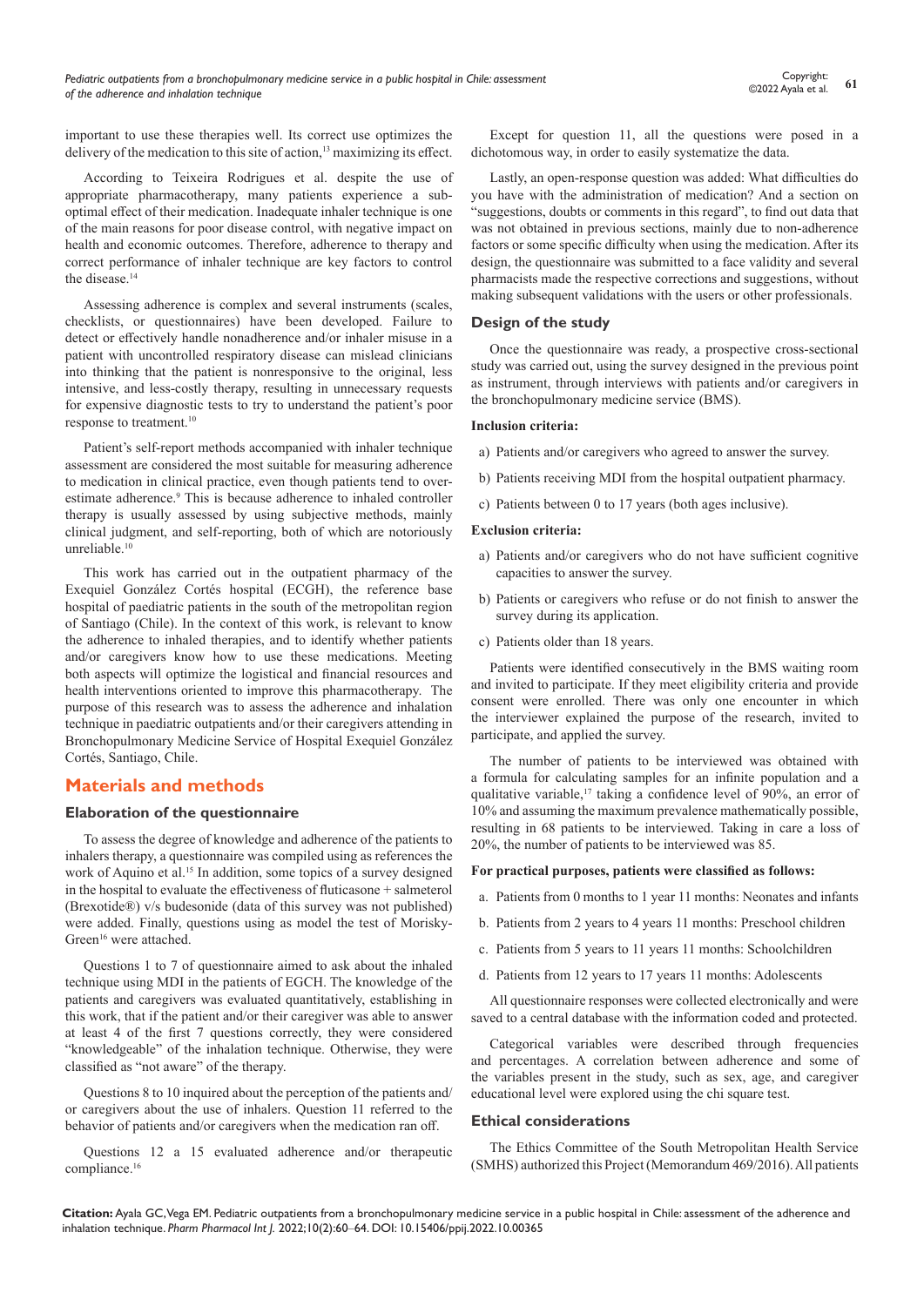important to use these therapies well. Its correct use optimizes the delivery of the medication to this site of action,[13] maximizing its effect.

According to Teixeira Rodrigues et al. despite the use of appropriate pharmacotherapy, many patients experience a sub-optimal effect of their medication. Inadequate inhaler technique is one of the main reasons for poor disease control, with negative impact on health and economic outcomes. Therefore, adherence to therapy and correct performance of inhaler technique are key factors to control the disease.[14]

Assessing adherence is complex and several instruments (scales, checklists, or questionnaires) have been developed. Failure to detect or effectively handle nonadherence and/or inhaler misuse in a patient with uncontrolled respiratory disease can mislead clinicians into thinking that the patient is nonresponsive to the original, less intensive, and less-costly therapy, resulting in unnecessary requests for expensive diagnostic tests to try to understand the patient's poor response to treatment.[10]

Patient's self-report methods accompanied with inhaler technique assessment are considered the most suitable for measuring adherence to medication in clinical practice, even though patients tend to over-estimate adherence.[9] This is because adherence to inhaled controller therapy is usually assessed by using subjective methods, mainly clinical judgment, and self-reporting, both of which are notoriously unreliable.[10]

This work has carried out in the outpatient pharmacy of the Exequiel González Cortés hospital (ECGH), the reference base hospital of paediatric patients in the south of the metropolitan region of Santiago (Chile). In the context of this work, is relevant to know the adherence to inhaled therapies, and to identify whether patients and/or caregivers know how to use these medications. Meeting both aspects will optimize the logistical and financial resources and health interventions oriented to improve this pharmacotherapy. The purpose of this research was to assess the adherence and inhalation technique in paediatric outpatients and/or their caregivers attending in Bronchopulmonary Medicine Service of Hospital Exequiel González Cortés, Santiago, Chile.

## Materials and methods

### Elaboration of the questionnaire

To assess the degree of knowledge and adherence of the patients to inhalers therapy, a questionnaire was compiled using as references the work of Aquino et al.[15] In addition, some topics of a survey designed in the hospital to evaluate the effectiveness of fluticasone + salmeterol (Brexotide®) v/s budesonide (data of this survey was not published) were added. Finally, questions using as model the test of Morisky-Green[16] were attached.

Questions 1 to 7 of questionnaire aimed to ask about the inhaled technique using MDI in the patients of EGCH. The knowledge of the patients and caregivers was evaluated quantitatively, establishing in this work, that if the patient and/or their caregiver was able to answer at least 4 of the first 7 questions correctly, they were considered "knowledgeable" of the inhalation technique. Otherwise, they were classified as "not aware" of the therapy.

Questions 8 to 10 inquired about the perception of the patients and/or caregivers about the use of inhalers. Question 11 referred to the behavior of patients and/or caregivers when the medication ran off.

Questions 12 a 15 evaluated adherence and/or therapeutic compliance.[16]

Except for question 11, all the questions were posed in a dichotomous way, in order to easily systematize the data.

Lastly, an open-response question was added: What difficulties do you have with the administration of medication? And a section on "suggestions, doubts or comments in this regard", to find out data that was not obtained in previous sections, mainly due to non-adherence factors or some specific difficulty when using the medication. After its design, the questionnaire was submitted to a face validity and several pharmacists made the respective corrections and suggestions, without making subsequent validations with the users or other professionals.

### Design of the study

Once the questionnaire was ready, a prospective cross-sectional study was carried out, using the survey designed in the previous point as instrument, through interviews with patients and/or caregivers in the bronchopulmonary medicine service (BMS).

**Inclusion criteria:**

a) Patients and/or caregivers who agreed to answer the survey.

b) Patients receiving MDI from the hospital outpatient pharmacy.

c) Patients between 0 to 17 years (both ages inclusive).

**Exclusion criteria:**

a) Patients and/or caregivers who do not have sufficient cognitive capacities to answer the survey.

b) Patients or caregivers who refuse or do not finish to answer the survey during its application.

c) Patients older than 18 years.

Patients were identified consecutively in the BMS waiting room and invited to participate. If they meet eligibility criteria and provide consent were enrolled. There was only one encounter in which the interviewer explained the purpose of the research, invited to participate, and applied the survey.

The number of patients to be interviewed was obtained with a formula for calculating samples for an infinite population and a qualitative variable,[17] taking a confidence level of 90%, an error of 10% and assuming the maximum prevalence mathematically possible, resulting in 68 patients to be interviewed. Taking in care a loss of 20%, the number of patients to be interviewed was 85.

**For practical purposes, patients were classified as follows:**

a. Patients from 0 months to 1 year 11 months: Neonates and infants

b. Patients from 2 years to 4 years 11 months: Preschool children

c. Patients from 5 years to 11 years 11 months: Schoolchildren

d. Patients from 12 years to 17 years 11 months: Adolescents

All questionnaire responses were collected electronically and were saved to a central database with the information coded and protected.

Categorical variables were described through frequencies and percentages. A correlation between adherence and some of the variables present in the study, such as sex, age, and caregiver educational level were explored using the chi square test.

### Ethical considerations

The Ethics Committee of the South Metropolitan Health Service (SMHS) authorized this Project (Memorandum 469/2016). All patients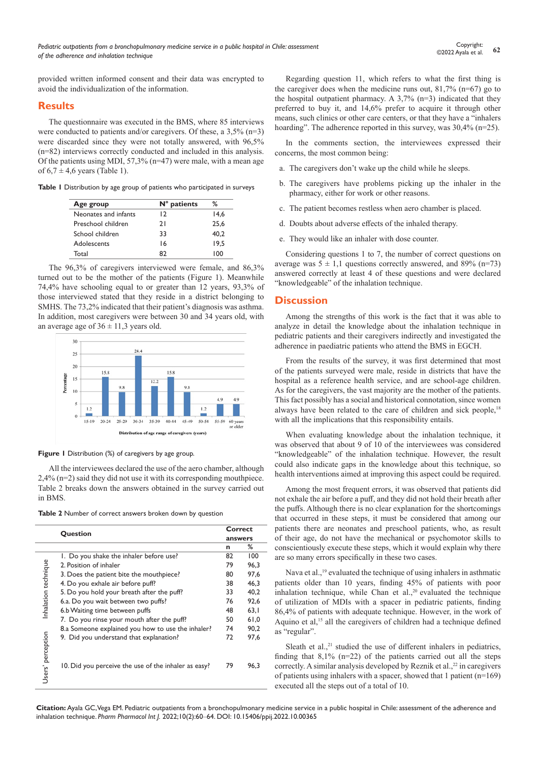provided written informed consent and their data was encrypted to avoid the individualization of the information.

## Results

The questionnaire was executed in the BMS, where 85 interviews were conducted to patients and/or caregivers. Of these, a 3,5% (n=3) were discarded since they were not totally answered, with 96,5% (n=82) interviews correctly conducted and included in this analysis. Of the patients using MDI, 57,3% (n=47) were male, with a mean age of 6,7 ± 4,6 years (Table 1).

**Table 1** Distribution by age group of patients who participated in surveys

| Age group | N° patients | % |
|---|---|---|
| Neonates and infants | 12 | 14,6 |
| Preschool children | 21 | 25,6 |
| School children | 33 | 40,2 |
| Adolescents | 16 | 19,5 |
| Total | 82 | 100 |

The 96,3% of caregivers interviewed were female, and 86,3% turned out to be the mother of the patients (Figure 1). Meanwhile 74,4% have schooling equal to or greater than 12 years, 93,3% of those interviewed stated that they reside in a district belonging to SMHS. The 73,2% indicated that their patient's diagnosis was asthma. In addition, most caregivers were between 30 and 34 years old, with an average age of 36 ± 11,3 years old.

**Figure 1** Distribution (%) of caregivers by age group.

All the interviewees declared the use of the aero chamber, although 2,4% (n=2) said they did not use it with its corresponding mouthpiece. Table 2 breaks down the answers obtained in the survey carried out in BMS.

**Table 2** Number of correct answers broken down by question

| | Question | Correct answers | |
|---|---|---|---|
| | | n | % |
| Inhalation technique | 1. Do you shake the inhaler before use? | 82 | 100 |
| | 2. Position of inhaler | 79 | 96,3 |
| | 3. Does the patient bite the mouthpiece? | 80 | 97,6 |
| | 4. Do you exhale air before puff? | 38 | 46,3 |
| | 5. Do you hold your breath after the puff? | 33 | 40,2 |
| | 6.a. Do you wait between two puffs? | 76 | 92,6 |
| | 6.b Waiting time between puffs | 48 | 63,1 |
| | 7. Do you rinse your mouth after the puff? | 50 | 61,0 |
| Users' perception | 8.a Someone explained you how to use the inhaler? | 74 | 90,2 |
| | 9. Did you understand that explanation? | 72 | 97,6 |
| | 10. Did you perceive the use of the inhaler as easy? | 79 | 96,3 |

Regarding question 11, which refers to what the first thing is the caregiver does when the medicine runs out, 81,7% (n=67) go to the hospital outpatient pharmacy. A 3,7% (n=3) indicated that they preferred to buy it, and 14,6% prefer to acquire it through other means, such clinics or other care centers, or that they have a "inhalers hoarding". The adherence reported in this survey, was 30,4% (n=25).

In the comments section, the interviewees expressed their concerns, the most common being:

a. The caregivers don't wake up the child while he sleeps.

b. The caregivers have problems picking up the inhaler in the pharmacy, either for work or other reasons.

c. The patient becomes restless when aero chamber is placed.

d. Doubts about adverse effects of the inhaled therapy.

e. They would like an inhaler with dose counter.

Considering questions 1 to 7, the number of correct questions on average was 5 ± 1,1 questions correctly answered, and 89% (n=73) answered correctly at least 4 of these questions and were declared "knowledgeable" of the inhalation technique.

## Discussion

Among the strengths of this work is the fact that it was able to analyze in detail the knowledge about the inhalation technique in pediatric patients and their caregivers indirectly and investigated the adherence in paediatric patients who attend the BMS in EGCH.

From the results of the survey, it was first determined that most of the patients surveyed were male, reside in districts that have the hospital as a reference health service, and are school-age children. As for the caregivers, the vast majority are the mother of the patients. This fact possibly has a social and historical connotation, since women always have been related to the care of children and sick people,[18] with all the implications that this responsibility entails.

When evaluating knowledge about the inhalation technique, it was observed that about 9 of 10 of the interviewees was considered "knowledgeable" of the inhalation technique. However, the result could also indicate gaps in the knowledge about this technique, so health interventions aimed at improving this aspect could be required.

Among the most frequent errors, it was observed that patients did not exhale the air before a puff, and they did not hold their breath after the puffs. Although there is no clear explanation for the shortcomings that occurred in these steps, it must be considered that among our patients there are neonates and preschool patients, who, as result of their age, do not have the mechanical or psychomotor skills to conscientiously execute these steps, which it would explain why there are so many errors specifically in these two cases.

Nava et al.,[19] evaluated the technique of using inhalers in asthmatic patients older than 10 years, finding 45% of patients with poor inhalation technique, while Chan et al.,[20] evaluated the technique of utilization of MDIs with a spacer in pediatric patients, finding 86,4% of patients with adequate technique. However, in the work of Aquino et al,[15] all the caregivers of children had a technique defined as "regular".

Sleath et al.,[21] studied the use of different inhalers in pediatrics, finding that 8,1% (n=22) of the patients carried out all the steps correctly. A similar analysis developed by Reznik et al.,[22] in caregivers of patients using inhalers with a spacer, showed that 1 patient (n=169) executed all the steps out of a total of 10.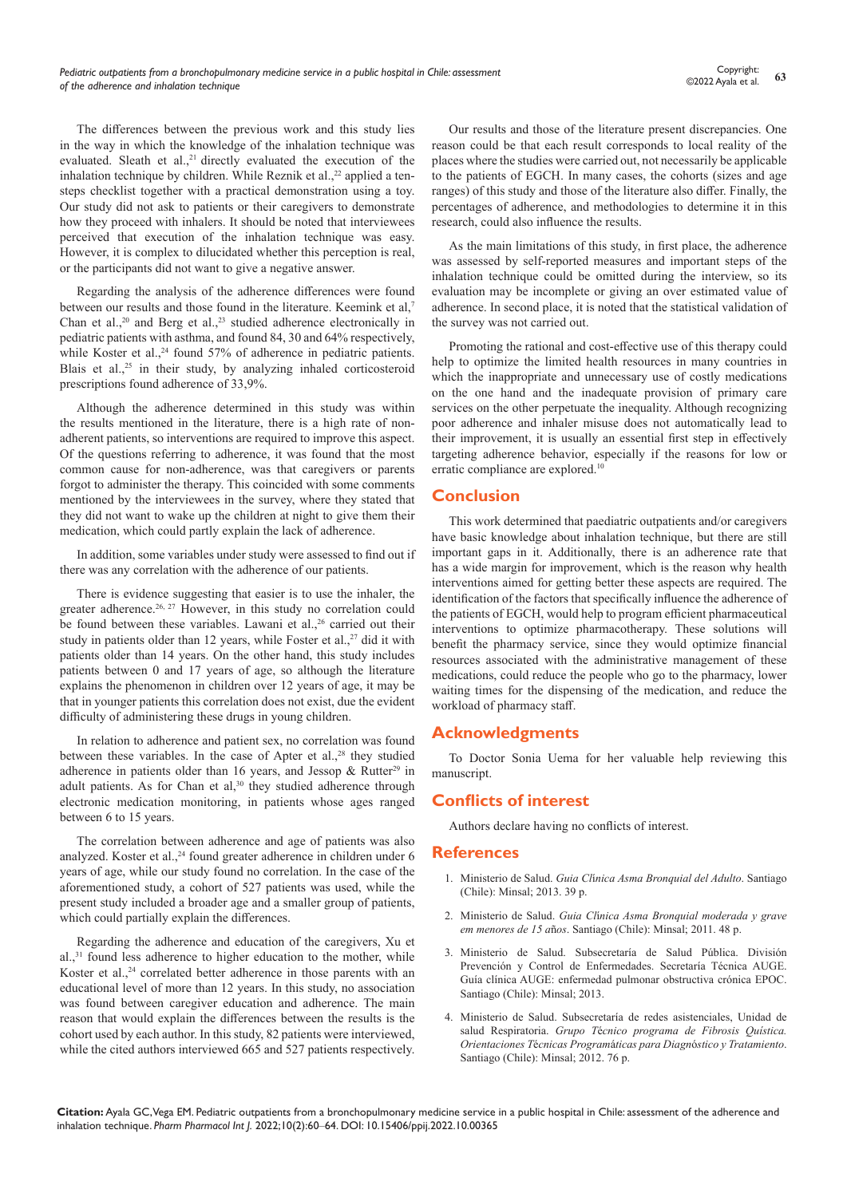The differences between the previous work and this study lies in the way in which the knowledge of the inhalation technique was evaluated. Sleath et al.,[21] directly evaluated the execution of the inhalation technique by children. While Reznik et al.,[22] applied a ten-steps checklist together with a practical demonstration using a toy. Our study did not ask to patients or their caregivers to demonstrate how they proceed with inhalers. It should be noted that interviewees perceived that execution of the inhalation technique was easy. However, it is complex to dilucidated whether this perception is real, or the participants did not want to give a negative answer.

Regarding the analysis of the adherence differences were found between our results and those found in the literature. Keemink et al,[7] Chan et al.,[20] and Berg et al.,[23] studied adherence electronically in pediatric patients with asthma, and found 84, 30 and 64% respectively, while Koster et al.,[24] found 57% of adherence in pediatric patients. Blais et al.,[25] in their study, by analyzing inhaled corticosteroid prescriptions found adherence of 33,9%.

Although the adherence determined in this study was within the results mentioned in the literature, there is a high rate of non-adherent patients, so interventions are required to improve this aspect. Of the questions referring to adherence, it was found that the most common cause for non-adherence, was that caregivers or parents forgot to administer the therapy. This coincided with some comments mentioned by the interviewees in the survey, where they stated that they did not want to wake up the children at night to give them their medication, which could partly explain the lack of adherence.

In addition, some variables under study were assessed to find out if there was any correlation with the adherence of our patients.

There is evidence suggesting that easier is to use the inhaler, the greater adherence.[26, 27] However, in this study no correlation could be found between these variables. Lawani et al.,[26] carried out their study in patients older than 12 years, while Foster et al.,[27] did it with patients older than 14 years. On the other hand, this study includes patients between 0 and 17 years of age, so although the literature explains the phenomenon in children over 12 years of age, it may be that in younger patients this correlation does not exist, due the evident difficulty of administering these drugs in young children.

In relation to adherence and patient sex, no correlation was found between these variables. In the case of Apter et al.,[28] they studied adherence in patients older than 16 years, and Jessop & Rutter[29] in adult patients. As for Chan et al,[30] they studied adherence through electronic medication monitoring, in patients whose ages ranged between 6 to 15 years.

The correlation between adherence and age of patients was also analyzed. Koster et al.,[24] found greater adherence in children under 6 years of age, while our study found no correlation. In the case of the aforementioned study, a cohort of 527 patients was used, while the present study included a broader age and a smaller group of patients, which could partially explain the differences.

Regarding the adherence and education of the caregivers, Xu et al.,[31] found less adherence to higher education to the mother, while Koster et al.,[24] correlated better adherence in those parents with an educational level of more than 12 years. In this study, no association was found between caregiver education and adherence. The main reason that would explain the differences between the results is the cohort used by each author. In this study, 82 patients were interviewed, while the cited authors interviewed 665 and 527 patients respectively.

Our results and those of the literature present discrepancies. One reason could be that each result corresponds to local reality of the places where the studies were carried out, not necessarily be applicable to the patients of EGCH. In many cases, the cohorts (sizes and age ranges) of this study and those of the literature also differ. Finally, the percentages of adherence, and methodologies to determine it in this research, could also influence the results.

As the main limitations of this study, in first place, the adherence was assessed by self-reported measures and important steps of the inhalation technique could be omitted during the interview, so its evaluation may be incomplete or giving an over estimated value of adherence. In second place, it is noted that the statistical validation of the survey was not carried out.

Promoting the rational and cost-effective use of this therapy could help to optimize the limited health resources in many countries in which the inappropriate and unnecessary use of costly medications on the one hand and the inadequate provision of primary care services on the other perpetuate the inequality. Although recognizing poor adherence and inhaler misuse does not automatically lead to their improvement, it is usually an essential first step in effectively targeting adherence behavior, especially if the reasons for low or erratic compliance are explored.[10]

## Conclusion

This work determined that paediatric outpatients and/or caregivers have basic knowledge about inhalation technique, but there are still important gaps in it. Additionally, there is an adherence rate that has a wide margin for improvement, which is the reason why health interventions aimed for getting better these aspects are required. The identification of the factors that specifically influence the adherence of the patients of EGCH, would help to program efficient pharmaceutical interventions to optimize pharmacotherapy. These solutions will benefit the pharmacy service, since they would optimize financial resources associated with the administrative management of these medications, could reduce the people who go to the pharmacy, lower waiting times for the dispensing of the medication, and reduce the workload of pharmacy staff.

## Acknowledgments

To Doctor Sonia Uema for her valuable help reviewing this manuscript.

## Conflicts of interest

Authors declare having no conflicts of interest.

## References

1. Ministerio de Salud. *Guia Clinica Asma Bronquial del Adulto*. Santiago (Chile): Minsal; 2013. 39 p.
2. Ministerio de Salud. *Guia Clinica Asma Bronquial moderada y grave em menores de 15 años*. Santiago (Chile): Minsal; 2011. 48 p.
3. Ministerio de Salud. Subsecretaría de Salud Pública. División Prevención y Control de Enfermedades. Secretaría Técnica AUGE. Guía clínica AUGE: enfermedad pulmonar obstructiva crónica EPOC. Santiago (Chile): Minsal; 2013.
4. Ministerio de Salud. Subsecretaría de redes asistenciales, Unidad de salud Respiratoria. *Grupo Técnico programa de Fibrosis Quística. Orientaciones Técnicas Programáticas para Diagnóstico y Tratamiento*. Santiago (Chile): Minsal; 2012. 76 p.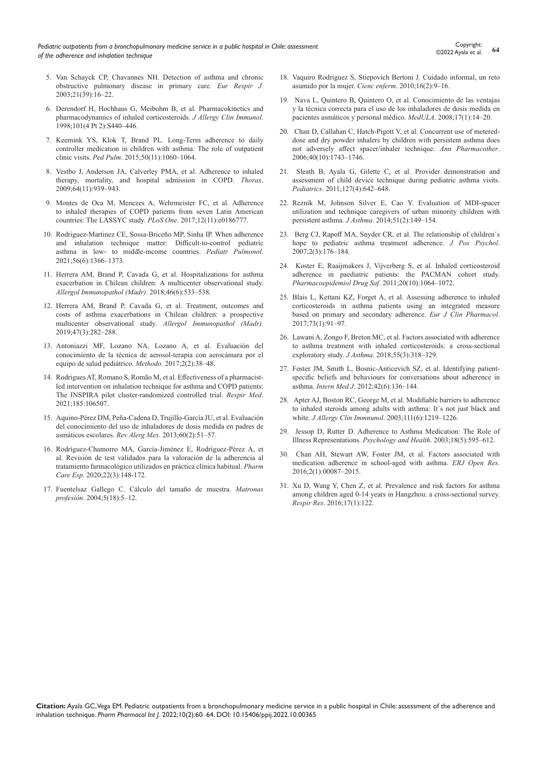5. Van Schayck CP, Chavannes NH. Detection of asthma and chronic obstructive pulmonary disease in primary care. *Eur Respir J.* 2003;21(39):16–22.
6. Derendorf H, Hochhaus G, Meibohm B, et al. Pharmacokinetics and pharmacodynamics of inhaled corticosteroids. *J Allergy Clin Immunol*. 1998;101(4 Pt 2):S440–446.
7. Keemink YS, Klok T, Brand PL. Long-Term adherence to daily controller medication in children with asthma: The role of outpatient clinic visits. *Ped Pulm*. 2015;50(11):1060–1064.
8. Vestbo J, Anderson JA, Calverley PMA, et al. Adherence to inhaled therapy, mortality, and hospital admission in COPD. *Thorax*. 2009;64(11):939–943.
9. Montes de Oca M, Menezes A, Wehrmeister FC, et al. Adherence to inhaled therapies of COPD patients from seven Latin American countries: The LASSYC study. *PLoS One*. 2017;12(11):e0186777.
10. Rodriguez-Martinez CE, Sossa-Briceño MP, Sinha IP. When adherence and inhalation technique matter: Difficult-to-control pediatric asthma in low- to middle-income countries. *Pediatr Pulmonol*. 2021;56(6):1366–1373.
11. Herrera AM, Brand P, Cavada G, et al. Hospitalizations for asthma exacerbation in Chilean children: A multicenter observational study. *Allergol Immunopathol (Madr)*. 2018;46(6):533–538.
12. Herrera AM, Brand P, Cavada G, et al. Treatment, outcomes and costs of asthma exacerbations in Chilean children: a prospective multicenter observational study. *Allergol Immunopathol (Madr).* 2019;47(3):282–288.
13. Antoniazzi MF, Lozano NA, Lozano A, et al. Evaluación del conocimiento de la técnica de aerosol-terapia con aerocámara por el equipo de salud pediátrico. *Methodo.* 2017;2(2):38–48.
14. Rodrigues AT, Romano S, Romão M, et al. Effectiveness of a pharmacist-led intervention on inhalation technique for asthma and COPD patients: The INSPIRA pilot cluster-randomized controlled trial. *Respir Med*. 2021;185:106507.
15. Aquino-Pérez DM, Peña-Cadena D, Trujillo-García JU, et al. Evaluación del conocimiento del uso de inhaladores de dosis medida en padres de asmáticos escolares. *Rev Alerg Mex*. 2013;60(2):51–57.
16. Rodríguez-Chamorro MA, García-Jiménez E, Rodríguez-Pérez A, et al. Revisión de test validados para la valoración de la adherencia al tratamiento farmacológico utilizados en práctica clínica habitual. *Pharm Care Esp*. 2020;22(3):148-172.
17. Fuentelsaz Gallego C. Cálculo del tamaño de muestra. *Matronas profesión*. 2004;5(18):5–12.
18. Vaquiro Rodriguez S, Stiepovich Bertoni J. Cuidado informal, un reto asumido por la mujer. *Cienc enferm*. 2010;16(2):9–16.
19. Nava L, Quintero B, Quintero O, et al. Conocimiento de las ventajas y la técnica correcta para el uso de los inhaladores de dosis medida en pacientes asmáticos y personal médico. *MedULA*. 2008;17(1):14–20.
20. Chan D, Callahan C, Hatch-Pigott V, et al. Concurrent use of metered-dose and dry powder inhalers by children with persistent asthma does not adversely affect spacer/inhaler technique. *Ann Pharmacother*. 2006;40(10):1743–1746.
21. Sleath B, Ayala G, Gilette C, et al. Provider demonstration and assessment of child device technique during pediatric asthma visits. *Pediatrics*. 2011;127(4):642–648.
22. Reznik M, Johnson Silver E, Cao Y. Evaluation of MDI-spacer utilization and technique caregivers of urban minority children with persistent asthma. *J Asthma*. 2014;51(2):149–154.
23. Berg CJ, Rapoff MA, Snyder CR, et al. The relationship of children´s hope to pediatric asthma treatment adherence. *J Pos Psychol*. 2007;2(3):176–184.
24. Koster E, Raaijmakers J, Vijverberg S, et al. Inhaled corticosteroid adherence in paediatric patients: the PACMAN cohort study. *Pharmacoepidemiol Drug Saf*. 2011;20(10):1064–1072.
25. Blais L, Kettani KZ, Forget A, et al. Assessing adherence to inhaled corticosteroids in asthma patients using an integrated measure based on primary and secondary adherence. *Eur J Clin Pharmacol*. 2017;73(1):91–97.
26. Lawani A, Zongo F, Breton MC, et al. Factors associated with adherence to asthma treatment with inhaled corticosteroids: a cross-sectional exploratory study. *J Asthma*. 2018;55(3):318–329.
27. Foster JM, Smith L, Bosnic-Anticevich SZ, et al. Identifying patient-specific beliefs and behaviours for conversations about adherence in asthma. *Intern Med J*. 2012;42(6):136–144.
28. Apter AJ, Boston RC, George M, et al. Modifiable barriers to adherence to inhaled steroids among adults with asthma: It´s not just black and white. *J Allergy Clin Immnunol*. 2003;111(6):1219–1226.
29. Jessop D, Rutter D. Adherence to Asthma Medication: The Role of Illness Representations. *Psychology and Health*. 2003;18(5):595–612.
30. Chan AH, Stewart AW, Foster JM, et al. Factors associated with medication adherence in school-aged with asthma. *ERJ Open Res*. 2016;2(1):00087–2015.
31. Xu D, Wang Y, Chen Z, et al. Prevalence and risk factors for asthma among children aged 0-14 years in Hangzhou: a cross-sectional survey. *Respir Res*. 2016;17(1):122.